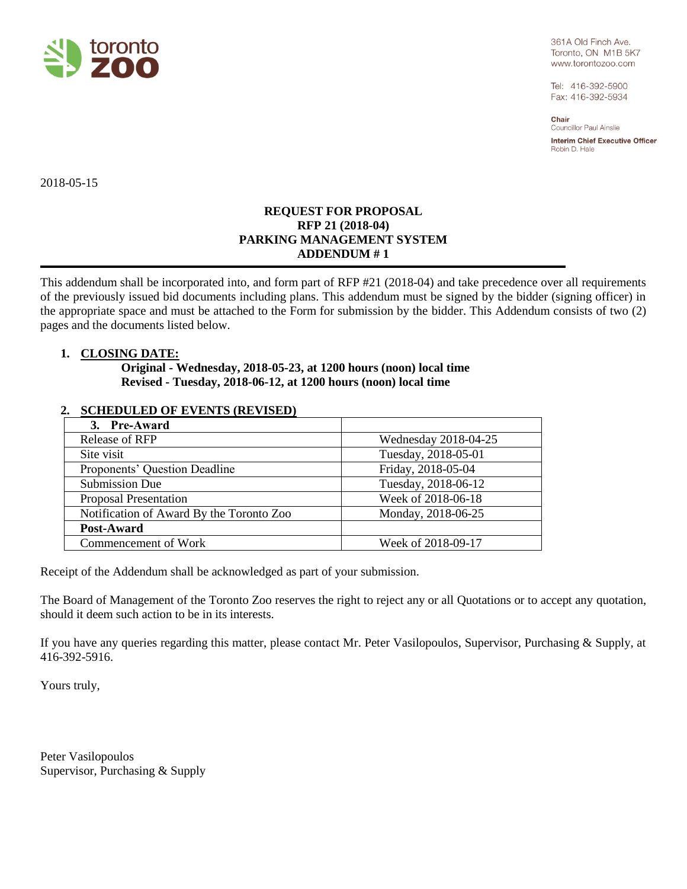toronto zoo

361A Old Finch Ave.
Toronto, ON M1B 5K7
www.torontozoo.com

Tel: 416-392-5900
Fax: 416-392-5934

**Chair**
Councillor Paul Ainslie

**Interim Chief Executive Officer**
Robin D. Hale

2018-05-15

**REQUEST FOR PROPOSAL**
**RFP 21 (2018-04)**
**PARKING MANAGEMENT SYSTEM**
**ADDENDUM # 1**

This addendum shall be incorporated into, and form part of RFP #21 (2018-04) and take precedence over all requirements of the previously issued bid documents including plans. This addendum must be signed by the bidder (signing officer) in the appropriate space and must be attached to the Form for submission by the bidder. This Addendum consists of two (2) pages and the documents listed below.

1. **CLOSING DATE:**

   **Original - Wednesday, 2018-05-23, at 1200 hours (noon) local time**
   **Revised - Tuesday, 2018-06-12, at 1200 hours (noon) local time**

2. **SCHEDULED OF EVENTS (REVISED)**

| 3. **Pre-Award** | |
|---|---|
| Release of RFP | Wednesday 2018-04-25 |
| Site visit | Tuesday, 2018-05-01 |
| Proponents' Question Deadline | Friday, 2018-05-04 |
| Submission Due | Tuesday, 2018-06-12 |
| Proposal Presentation | Week of 2018-06-18 |
| Notification of Award By the Toronto Zoo | Monday, 2018-06-25 |
| **Post-Award** | |
| Commencement of Work | Week of 2018-09-17 |

Receipt of the Addendum shall be acknowledged as part of your submission.

The Board of Management of the Toronto Zoo reserves the right to reject any or all Quotations or to accept any quotation, should it deem such action to be in its interests.

If you have any queries regarding this matter, please contact Mr. Peter Vasilopoulos, Supervisor, Purchasing & Supply, at 416-392-5916.

Yours truly,

Peter Vasilopoulos
Supervisor, Purchasing & Supply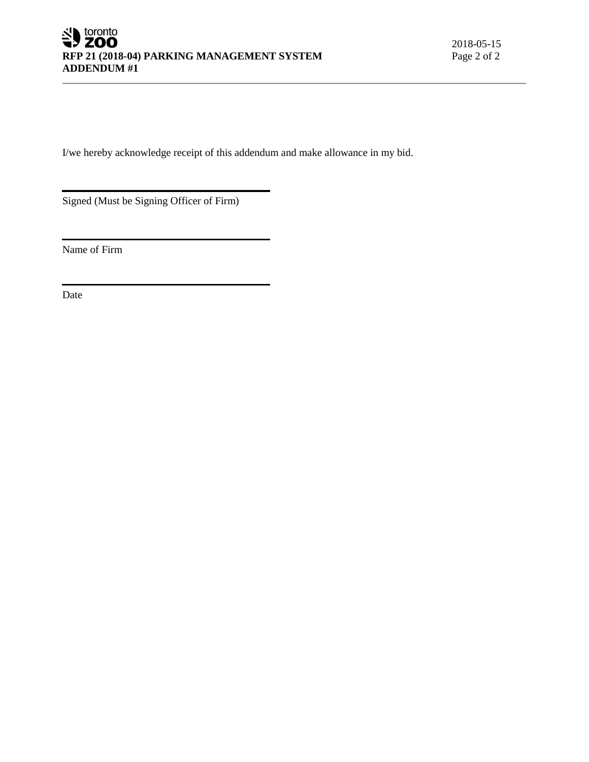I/we hereby acknowledge receipt of this addendum and make allowance in my bid.

\_\_\_\_\_\_\_\_\_\_\_\_\_\_\_\_\_\_\_\_\_\_\_\_\_\_\_\_\_\_\_\_\_\_\_\_

Signed (Must be Signing Officer of Firm)

\_\_\_\_\_\_\_\_\_\_\_\_\_\_\_\_\_\_\_\_\_\_\_\_\_\_\_\_\_\_\_\_\_\_\_\_

Name of Firm

\_\_\_\_\_\_\_\_\_\_\_\_\_\_\_\_\_\_\_\_\_\_\_\_\_\_\_\_\_\_\_\_\_\_\_\_

Date